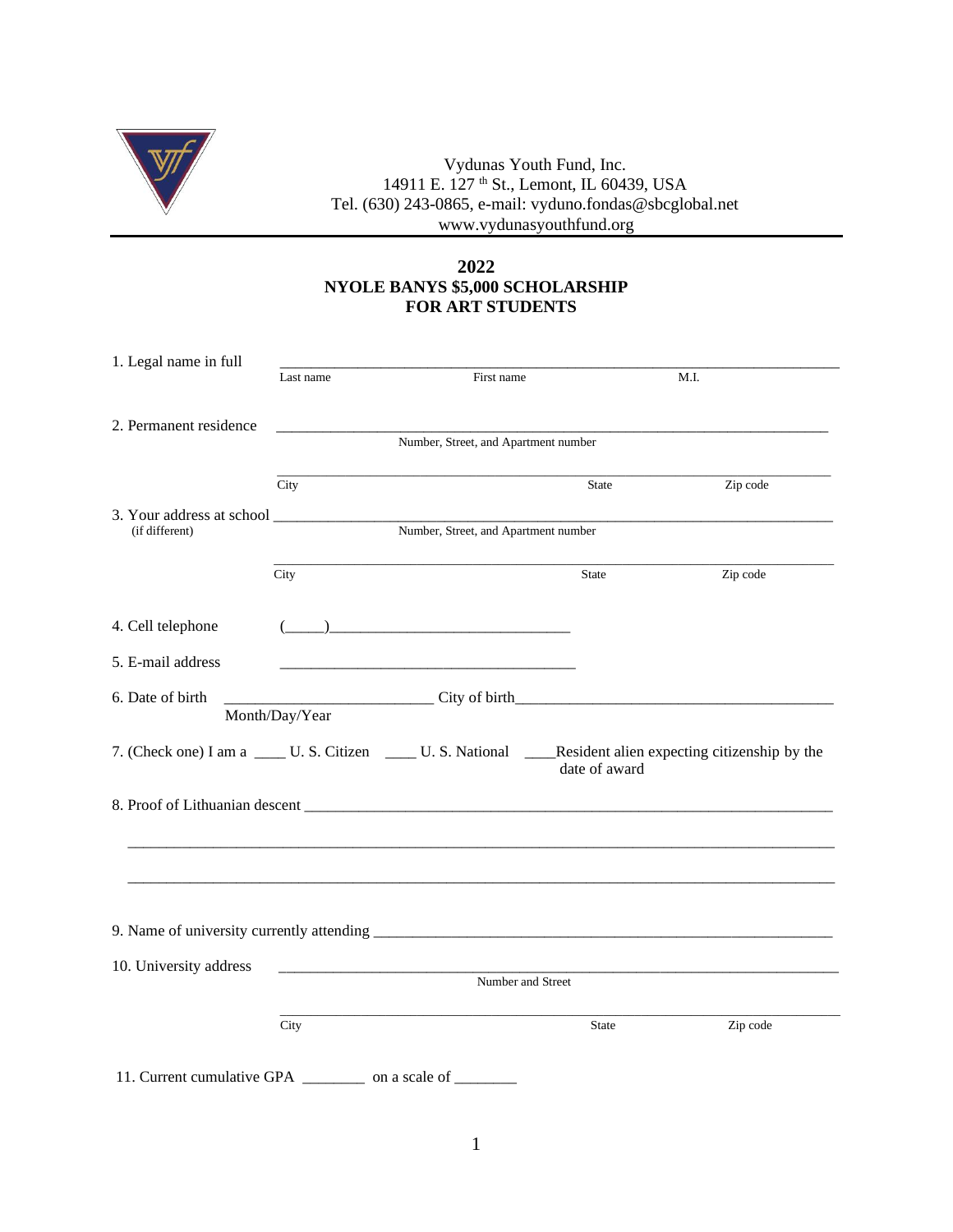Vydunas Youth Fund, Inc.
14911 E. 127 th St., Lemont, IL 60439, USA
Tel. (630) 243-0865, e-mail: vyduno.fondas@sbcglobal.net
www.vydunasyouthfund.org

## 2022
## NYOLE BANYS $5,000 SCHOLARSHIP FOR ART STUDENTS

1. Legal name in full ______________________________________________
   Last name &nbsp;&nbsp;&nbsp; First name &nbsp;&nbsp;&nbsp; M.I.

2. Permanent residence ______________________________________________
   Number, Street, and Apartment number

   ______________________________________________
   City &nbsp;&nbsp;&nbsp; State &nbsp;&nbsp;&nbsp; Zip code

3. Your address at school ______________________________________________
   (if different) &nbsp;&nbsp;&nbsp; Number, Street, and Apartment number

   ______________________________________________
   City &nbsp;&nbsp;&nbsp; State &nbsp;&nbsp;&nbsp; Zip code

4. Cell telephone (_____)______________________________

5. E-mail address ______________________________________

6. Date of birth __________________________ City of birth__________________________________________
   Month/Day/Year

7. (Check one) I am a ____ U. S. Citizen ____ U. S. National ____Resident alien expecting citizenship by the date of award

8. Proof of Lithuanian descent ______________________________________________

______________________________________________

______________________________________________

9. Name of university currently attending ______________________________________________

10. University address ______________________________________________
    Number and Street

    ______________________________________________
    City &nbsp;&nbsp;&nbsp; State &nbsp;&nbsp;&nbsp; Zip code

11. Current cumulative GPA ________ on a scale of ________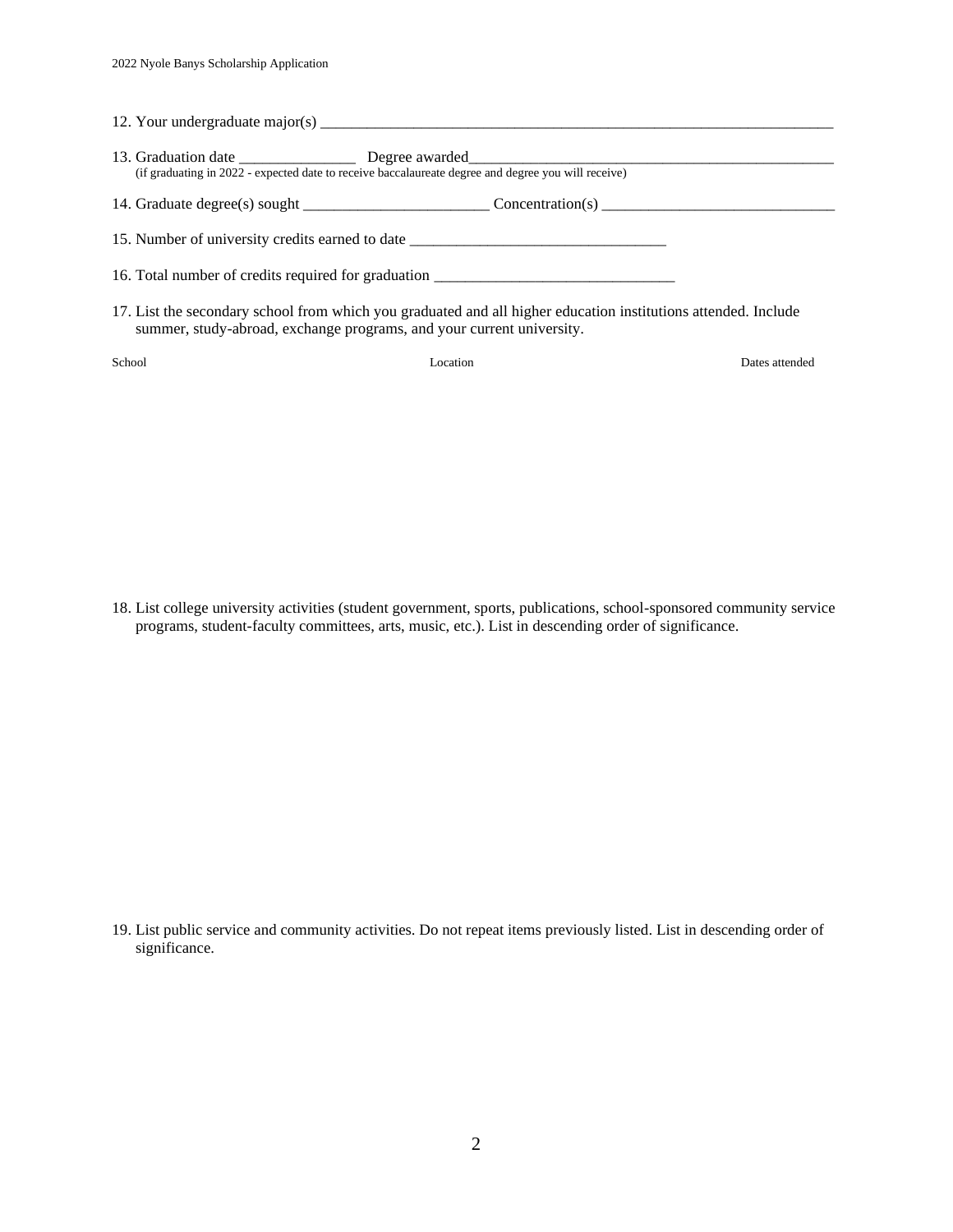12. Your undergraduate major(s) ______________________________________________________________________

13. Graduation date _______________ Degree awarded_________________________________________________
    (if graduating in 2022 - expected date to receive baccalaureate degree and degree you will receive)

14. Graduate degree(s) sought ________________________ Concentration(s) ______________________________

15. Number of university credits earned to date _________________________________

16. Total number of credits required for graduation _______________________________

17. List the secondary school from which you graduated and all higher education institutions attended. Include summer, study-abroad, exchange programs, and your current university.

| School | Location | Dates attended |
| --- | --- | --- |
| | | |

18. List college university activities (student government, sports, publications, school-sponsored community service programs, student-faculty committees, arts, music, etc.). List in descending order of significance.

19. List public service and community activities. Do not repeat items previously listed. List in descending order of significance.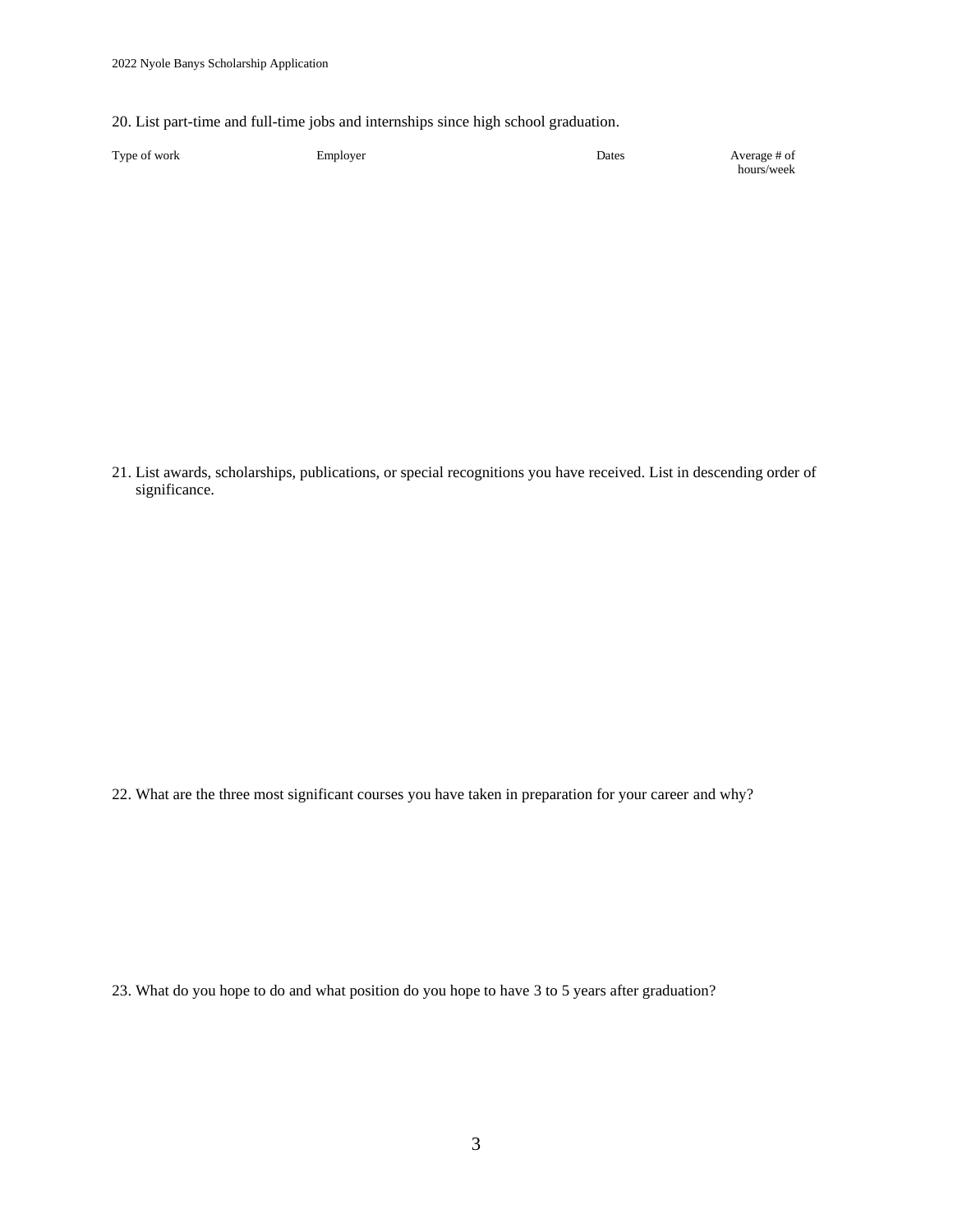20. List part-time and full-time jobs and internships since high school graduation.

| Type of work | Employer | Dates | Average # of hours/week |
|---|---|---|---|
| | | | |

21. List awards, scholarships, publications, or special recognitions you have received. List in descending order of significance.

22. What are the three most significant courses you have taken in preparation for your career and why?

23. What do you hope to do and what position do you hope to have 3 to 5 years after graduation?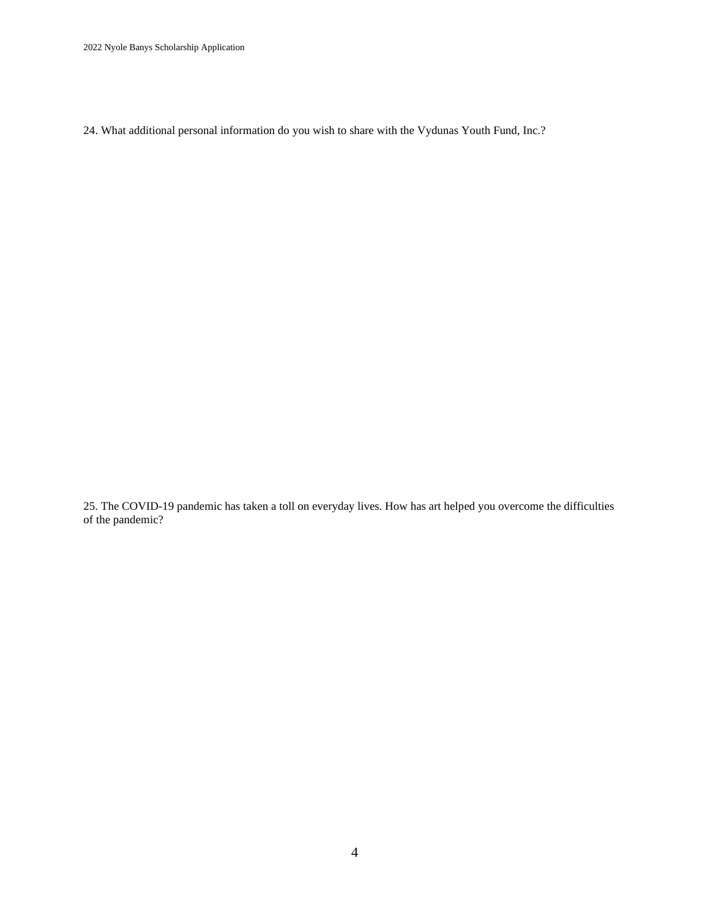24. What additional personal information do you wish to share with the Vydunas Youth Fund, Inc.?

25. The COVID-19 pandemic has taken a toll on everyday lives. How has art helped you overcome the difficulties of the pandemic?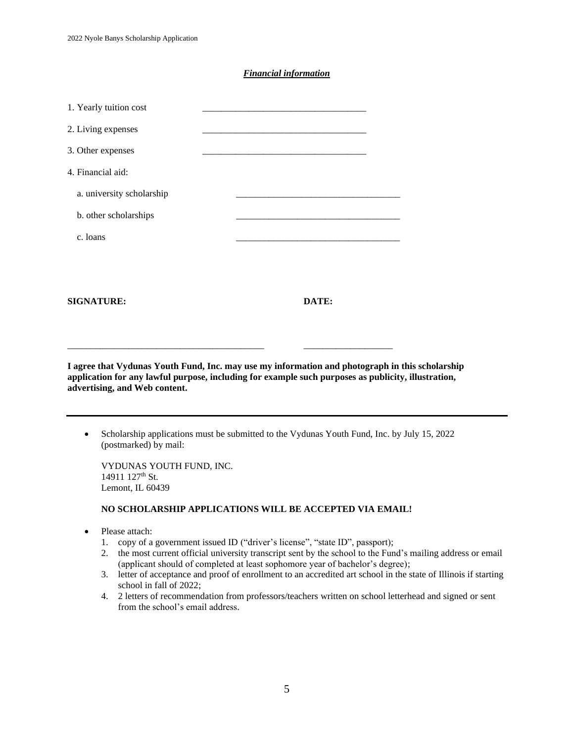*__Financial information__*

1. Yearly tuition cost ___________________________________

2. Living expenses ___________________________________

3. Other expenses ___________________________________

4. Financial aid:

   a. university scholarship ___________________________________

   b. other scholarships ___________________________________

   c. loans ___________________________________

**SIGNATURE:** ________________________________________ **DATE:** __________________

**I agree that Vydunas Youth Fund, Inc. may use my information and photograph in this scholarship application for any lawful purpose, including for example such purposes as publicity, illustration, advertising, and Web content.**

---

- Scholarship applications must be submitted to the Vydunas Youth Fund, Inc. by July 15, 2022 (postmarked) by mail:

  VYDUNAS YOUTH FUND, INC.
  14911 127th St.
  Lemont, IL 60439

  **NO SCHOLARSHIP APPLICATIONS WILL BE ACCEPTED VIA EMAIL!**

- Please attach:
  1. copy of a government issued ID ("driver's license", "state ID", passport);
  2. the most current official university transcript sent by the school to the Fund's mailing address or email (applicant should of completed at least sophomore year of bachelor's degree);
  3. letter of acceptance and proof of enrollment to an accredited art school in the state of Illinois if starting school in fall of 2022;
  4. 2 letters of recommendation from professors/teachers written on school letterhead and signed or sent from the school's email address.